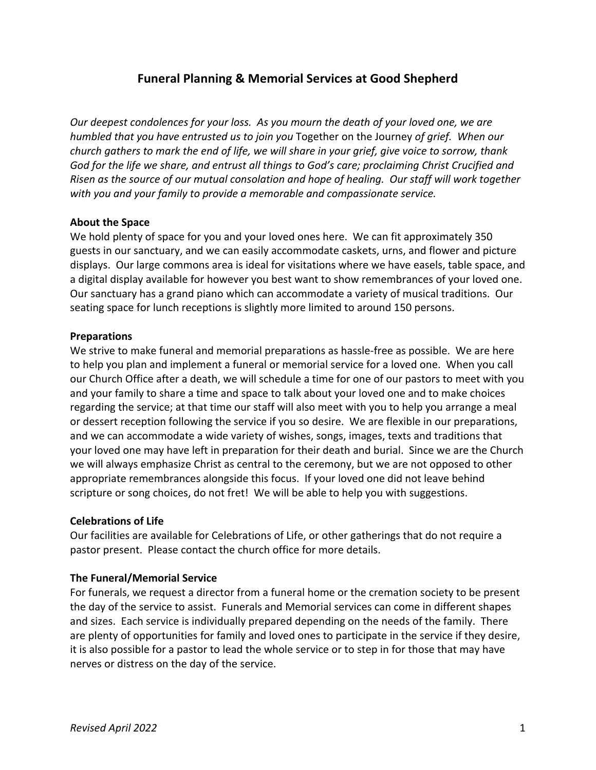# Funeral Planning & Memorial Services at Good Shepherd

*Our deepest condolences for your loss. As you mourn the death of your loved one, we are humbled that you have entrusted us to join you* Together on the Journey *of grief. When our church gathers to mark the end of life, we will share in your grief, give voice to sorrow, thank God for the life we share, and entrust all things to God's care; proclaiming Christ Crucified and Risen as the source of our mutual consolation and hope of healing. Our staff will work together with you and your family to provide a memorable and compassionate service.*

**About the Space**

We hold plenty of space for you and your loved ones here. We can fit approximately 350 guests in our sanctuary, and we can easily accommodate caskets, urns, and flower and picture displays. Our large commons area is ideal for visitations where we have easels, table space, and a digital display available for however you best want to show remembrances of your loved one. Our sanctuary has a grand piano which can accommodate a variety of musical traditions. Our seating space for lunch receptions is slightly more limited to around 150 persons.

**Preparations**

We strive to make funeral and memorial preparations as hassle-free as possible. We are here to help you plan and implement a funeral or memorial service for a loved one. When you call our Church Office after a death, we will schedule a time for one of our pastors to meet with you and your family to share a time and space to talk about your loved one and to make choices regarding the service; at that time our staff will also meet with you to help you arrange a meal or dessert reception following the service if you so desire. We are flexible in our preparations, and we can accommodate a wide variety of wishes, songs, images, texts and traditions that your loved one may have left in preparation for their death and burial. Since we are the Church we will always emphasize Christ as central to the ceremony, but we are not opposed to other appropriate remembrances alongside this focus. If your loved one did not leave behind scripture or song choices, do not fret! We will be able to help you with suggestions.

**Celebrations of Life**

Our facilities are available for Celebrations of Life, or other gatherings that do not require a pastor present. Please contact the church office for more details.

**The Funeral/Memorial Service**

For funerals, we request a director from a funeral home or the cremation society to be present the day of the service to assist. Funerals and Memorial services can come in different shapes and sizes. Each service is individually prepared depending on the needs of the family. There are plenty of opportunities for family and loved ones to participate in the service if they desire, it is also possible for a pastor to lead the whole service or to step in for those that may have nerves or distress on the day of the service.

*Revised April 2022*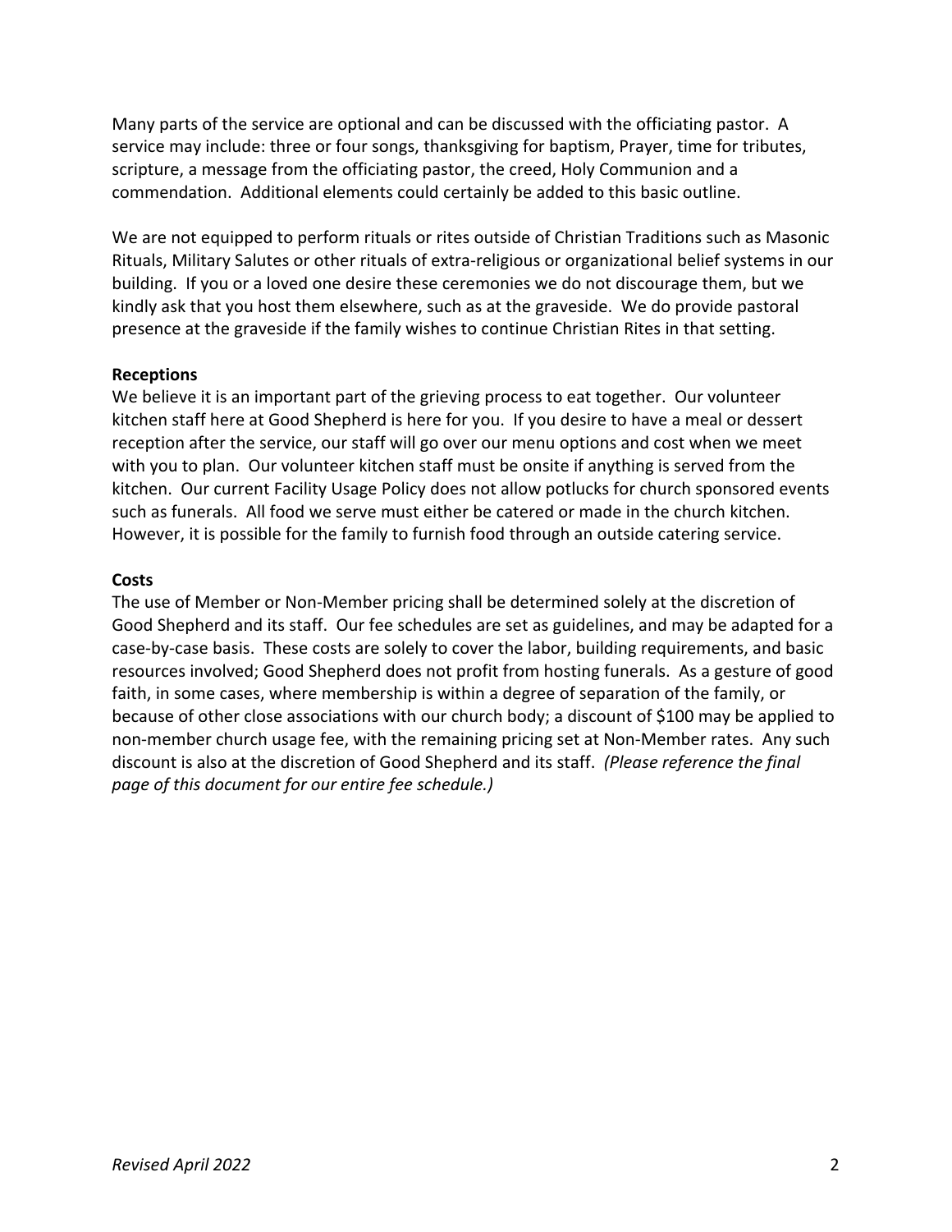Many parts of the service are optional and can be discussed with the officiating pastor. A service may include: three or four songs, thanksgiving for baptism, Prayer, time for tributes, scripture, a message from the officiating pastor, the creed, Holy Communion and a commendation. Additional elements could certainly be added to this basic outline.

We are not equipped to perform rituals or rites outside of Christian Traditions such as Masonic Rituals, Military Salutes or other rituals of extra-religious or organizational belief systems in our building. If you or a loved one desire these ceremonies we do not discourage them, but we kindly ask that you host them elsewhere, such as at the graveside. We do provide pastoral presence at the graveside if the family wishes to continue Christian Rites in that setting.

**Receptions**

We believe it is an important part of the grieving process to eat together. Our volunteer kitchen staff here at Good Shepherd is here for you. If you desire to have a meal or dessert reception after the service, our staff will go over our menu options and cost when we meet with you to plan. Our volunteer kitchen staff must be onsite if anything is served from the kitchen. Our current Facility Usage Policy does not allow potlucks for church sponsored events such as funerals. All food we serve must either be catered or made in the church kitchen. However, it is possible for the family to furnish food through an outside catering service.

**Costs**

The use of Member or Non-Member pricing shall be determined solely at the discretion of Good Shepherd and its staff. Our fee schedules are set as guidelines, and may be adapted for a case-by-case basis. These costs are solely to cover the labor, building requirements, and basic resources involved; Good Shepherd does not profit from hosting funerals. As a gesture of good faith, in some cases, where membership is within a degree of separation of the family, or because of other close associations with our church body; a discount of $100 may be applied to non-member church usage fee, with the remaining pricing set at Non-Member rates. Any such discount is also at the discretion of Good Shepherd and its staff. *(Please reference the final page of this document for our entire fee schedule.)*

*Revised April 2022*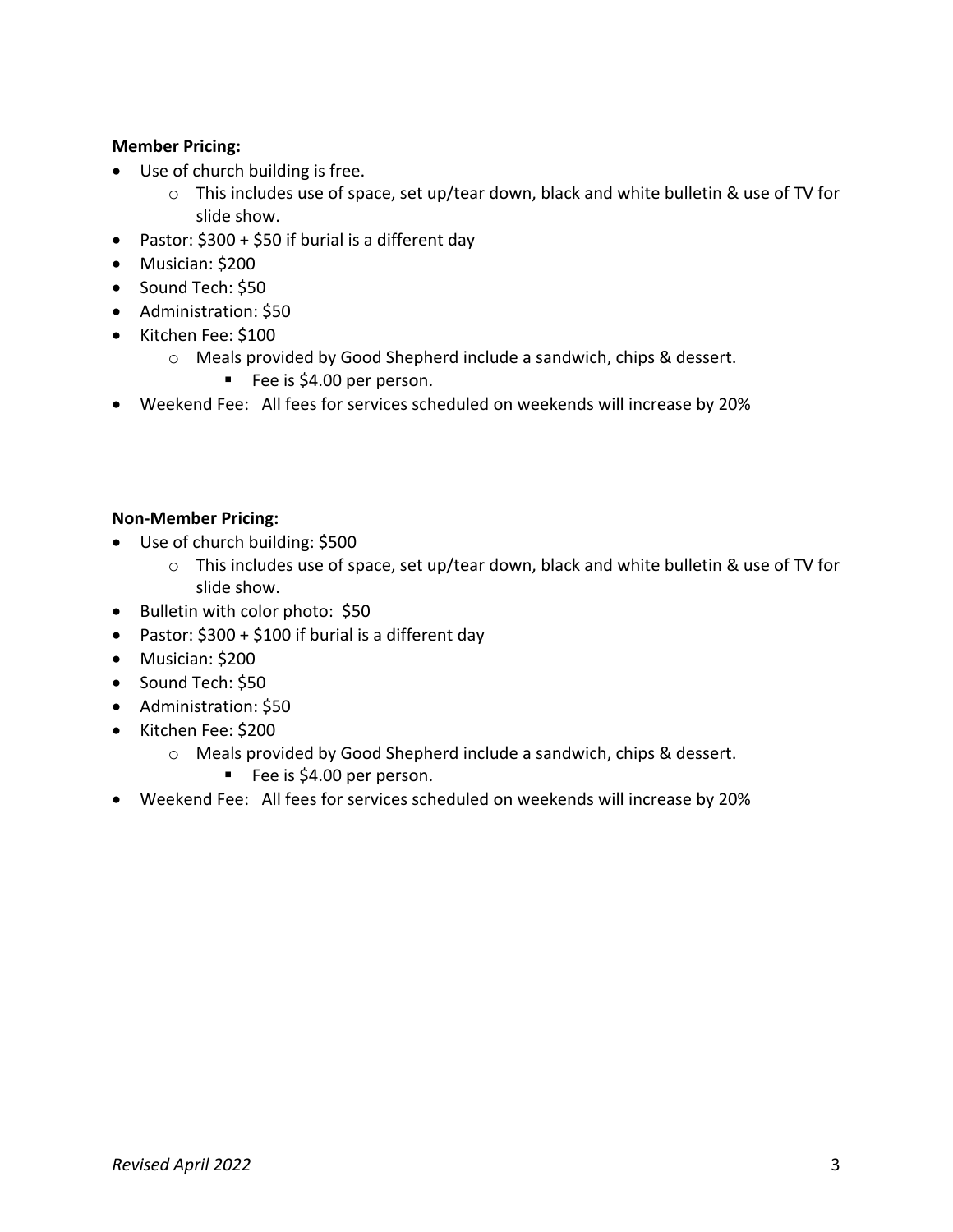**Member Pricing:**

- Use of church building is free.
  - This includes use of space, set up/tear down, black and white bulletin & use of TV for slide show.
- Pastor: $300 + $50 if burial is a different day
- Musician: $200
- Sound Tech: $50
- Administration: $50
- Kitchen Fee: $100
  - Meals provided by Good Shepherd include a sandwich, chips & dessert.
    - Fee is $4.00 per person.
- Weekend Fee: All fees for services scheduled on weekends will increase by 20%

**Non-Member Pricing:**

- Use of church building: $500
  - This includes use of space, set up/tear down, black and white bulletin & use of TV for slide show.
- Bulletin with color photo: $50
- Pastor: $300 + $100 if burial is a different day
- Musician: $200
- Sound Tech: $50
- Administration: $50
- Kitchen Fee: $200
  - Meals provided by Good Shepherd include a sandwich, chips & dessert.
    - Fee is $4.00 per person.
- Weekend Fee: All fees for services scheduled on weekends will increase by 20%

*Revised April 2022*